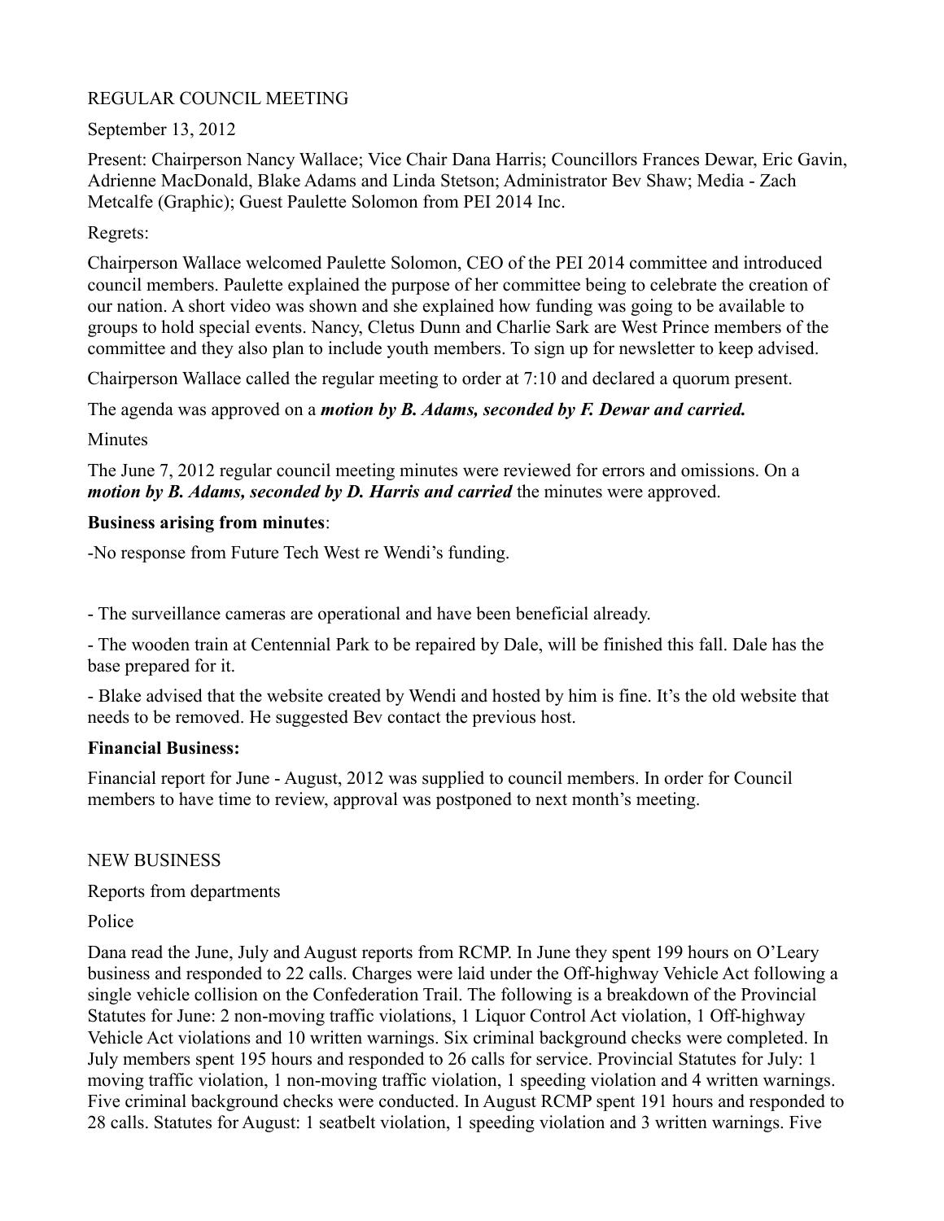REGULAR COUNCIL MEETING

September 13, 2012

Present: Chairperson Nancy Wallace; Vice Chair Dana Harris; Councillors Frances Dewar, Eric Gavin, Adrienne MacDonald, Blake Adams and Linda Stetson; Administrator Bev Shaw; Media - Zach Metcalfe (Graphic); Guest Paulette Solomon from PEI 2014 Inc.

Regrets:

Chairperson Wallace welcomed Paulette Solomon, CEO of the PEI 2014 committee and introduced council members. Paulette explained the purpose of her committee being to celebrate the creation of our nation. A short video was shown and she explained how funding was going to be available to groups to hold special events. Nancy, Cletus Dunn and Charlie Sark are West Prince members of the committee and they also plan to include youth members. To sign up for newsletter to keep advised.

Chairperson Wallace called the regular meeting to order at 7:10 and declared a quorum present.

The agenda was approved on a ***motion by B. Adams, seconded by F. Dewar and carried.***

Minutes

The June 7, 2012 regular council meeting minutes were reviewed for errors and omissions. On a ***motion by B. Adams, seconded by D. Harris and carried*** the minutes were approved.

**Business arising from minutes**:

-No response from Future Tech West re Wendi's funding.

- The surveillance cameras are operational and have been beneficial already.

- The wooden train at Centennial Park to be repaired by Dale, will be finished this fall. Dale has the base prepared for it.

- Blake advised that the website created by Wendi and hosted by him is fine. It's the old website that needs to be removed. He suggested Bev contact the previous host.

**Financial Business:**

Financial report for June - August, 2012 was supplied to council members. In order for Council members to have time to review, approval was postponed to next month's meeting.

NEW BUSINESS

Reports from departments

Police

Dana read the June, July and August reports from RCMP. In June they spent 199 hours on O'Leary business and responded to 22 calls. Charges were laid under the Off-highway Vehicle Act following a single vehicle collision on the Confederation Trail. The following is a breakdown of the Provincial Statutes for June: 2 non-moving traffic violations, 1 Liquor Control Act violation, 1 Off-highway Vehicle Act violations and 10 written warnings. Six criminal background checks were completed. In July members spent 195 hours and responded to 26 calls for service. Provincial Statutes for July: 1 moving traffic violation, 1 non-moving traffic violation, 1 speeding violation and 4 written warnings. Five criminal background checks were conducted. In August RCMP spent 191 hours and responded to 28 calls. Statutes for August: 1 seatbelt violation, 1 speeding violation and 3 written warnings. Five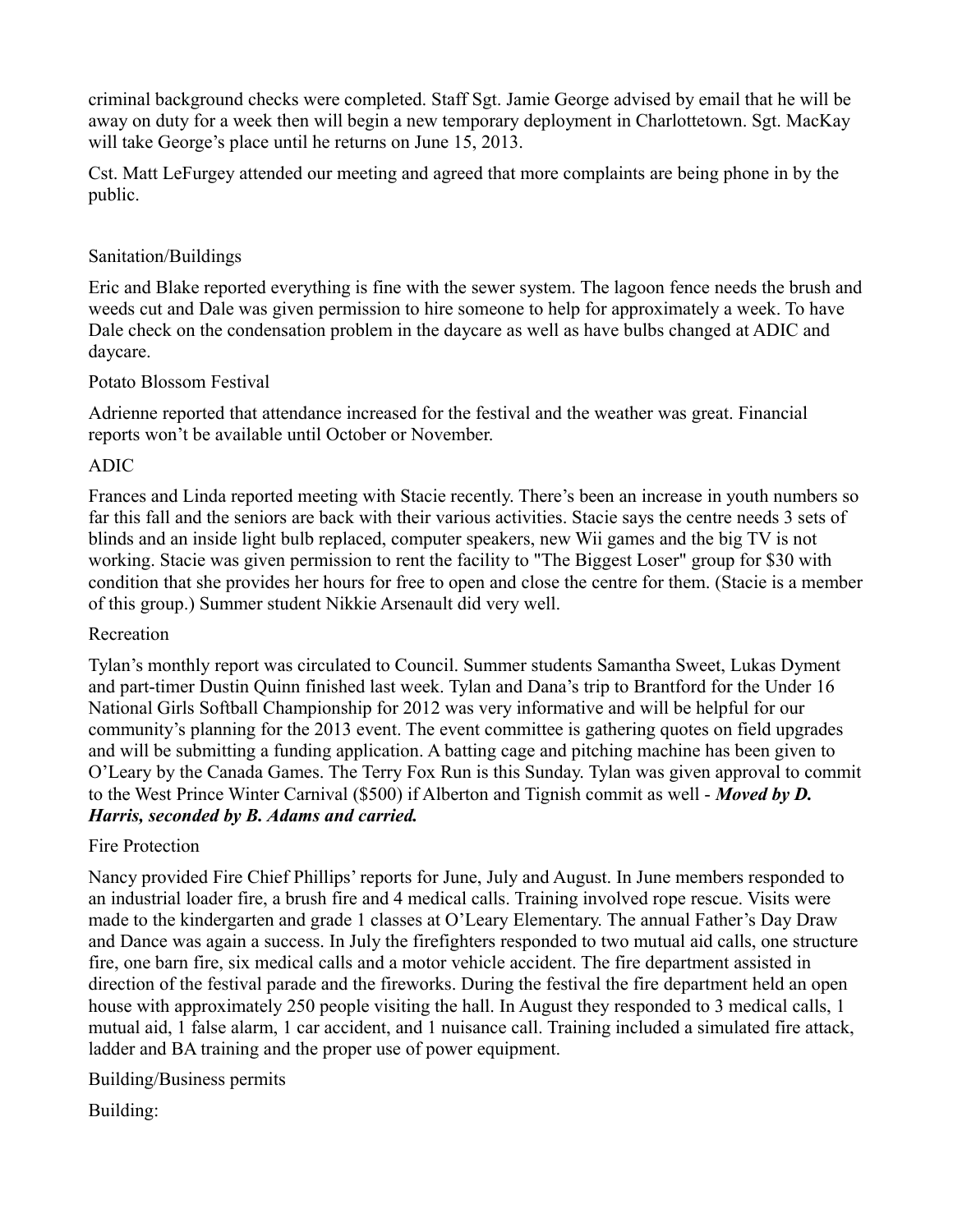criminal background checks were completed. Staff Sgt. Jamie George advised by email that he will be away on duty for a week then will begin a new temporary deployment in Charlottetown. Sgt. MacKay will take George's place until he returns on June 15, 2013.

Cst. Matt LeFurgey attended our meeting and agreed that more complaints are being phone in by the public.

## Sanitation/Buildings

Eric and Blake reported everything is fine with the sewer system. The lagoon fence needs the brush and weeds cut and Dale was given permission to hire someone to help for approximately a week. To have Dale check on the condensation problem in the daycare as well as have bulbs changed at ADIC and daycare.

## Potato Blossom Festival

Adrienne reported that attendance increased for the festival and the weather was great. Financial reports won't be available until October or November.

## ADIC

Frances and Linda reported meeting with Stacie recently. There's been an increase in youth numbers so far this fall and the seniors are back with their various activities. Stacie says the centre needs 3 sets of blinds and an inside light bulb replaced, computer speakers, new Wii games and the big TV is not working. Stacie was given permission to rent the facility to "The Biggest Loser" group for $30 with condition that she provides her hours for free to open and close the centre for them. (Stacie is a member of this group.) Summer student Nikkie Arsenault did very well.

## Recreation

Tylan's monthly report was circulated to Council. Summer students Samantha Sweet, Lukas Dyment and part-timer Dustin Quinn finished last week. Tylan and Dana's trip to Brantford for the Under 16 National Girls Softball Championship for 2012 was very informative and will be helpful for our community's planning for the 2013 event. The event committee is gathering quotes on field upgrades and will be submitting a funding application. A batting cage and pitching machine has been given to O'Leary by the Canada Games. The Terry Fox Run is this Sunday. Tylan was given approval to commit to the West Prince Winter Carnival ($500) if Alberton and Tignish commit as well - ***Moved by D. Harris, seconded by B. Adams and carried.***

## Fire Protection

Nancy provided Fire Chief Phillips' reports for June, July and August. In June members responded to an industrial loader fire, a brush fire and 4 medical calls. Training involved rope rescue. Visits were made to the kindergarten and grade 1 classes at O'Leary Elementary. The annual Father's Day Draw and Dance was again a success. In July the firefighters responded to two mutual aid calls, one structure fire, one barn fire, six medical calls and a motor vehicle accident. The fire department assisted in direction of the festival parade and the fireworks. During the festival the fire department held an open house with approximately 250 people visiting the hall. In August they responded to 3 medical calls, 1 mutual aid, 1 false alarm, 1 car accident, and 1 nuisance call. Training included a simulated fire attack, ladder and BA training and the proper use of power equipment.

## Building/Business permits

Building: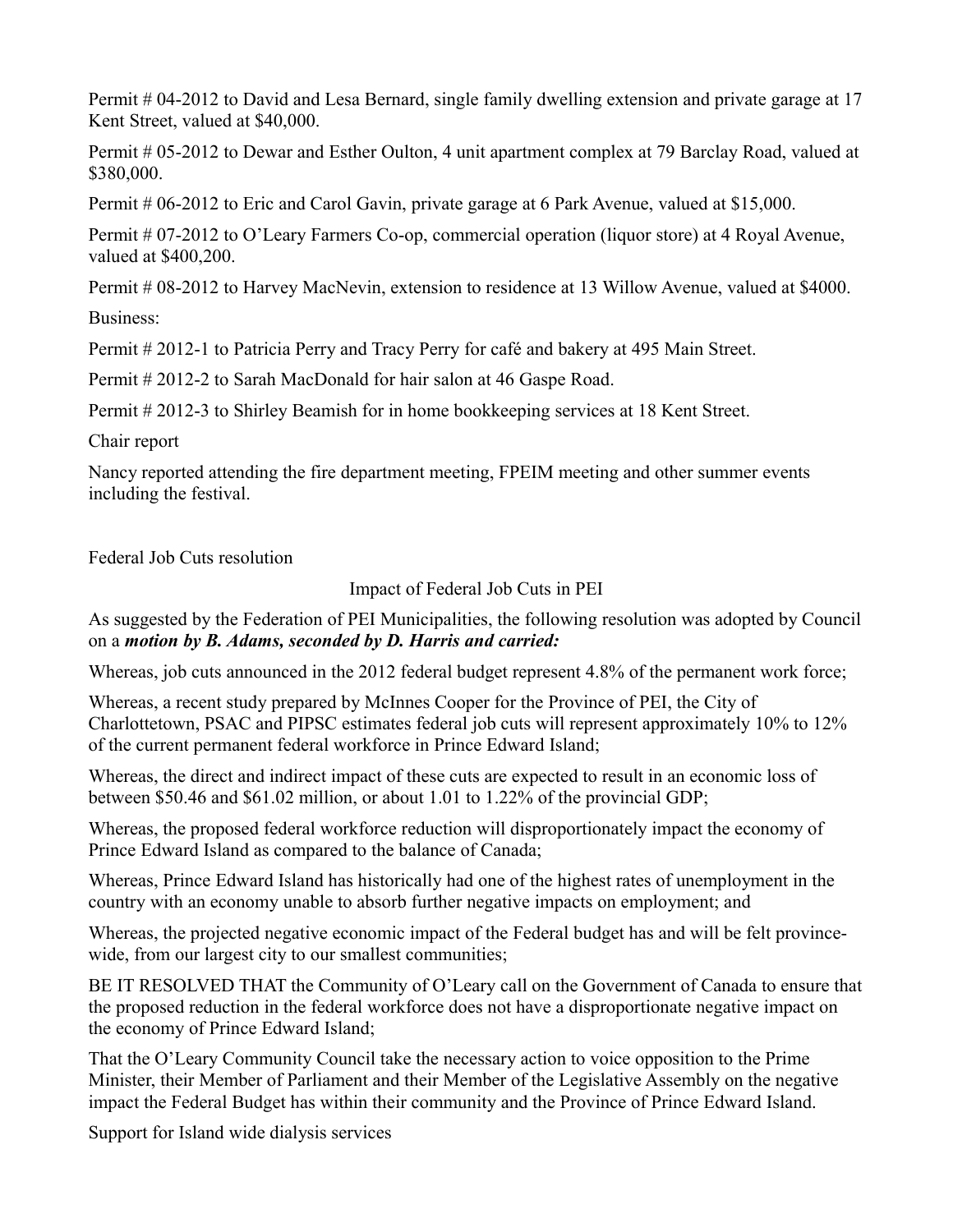Permit # 04-2012 to David and Lesa Bernard, single family dwelling extension and private garage at 17 Kent Street, valued at $40,000.

Permit # 05-2012 to Dewar and Esther Oulton, 4 unit apartment complex at 79 Barclay Road, valued at $380,000.

Permit # 06-2012 to Eric and Carol Gavin, private garage at 6 Park Avenue, valued at $15,000.

Permit # 07-2012 to O'Leary Farmers Co-op, commercial operation (liquor store) at 4 Royal Avenue, valued at $400,200.

Permit # 08-2012 to Harvey MacNevin, extension to residence at 13 Willow Avenue, valued at $4000.

Business:

Permit # 2012-1 to Patricia Perry and Tracy Perry for café and bakery at 495 Main Street.

Permit # 2012-2 to Sarah MacDonald for hair salon at 46 Gaspe Road.

Permit # 2012-3 to Shirley Beamish for in home bookkeeping services at 18 Kent Street.

Chair report

Nancy reported attending the fire department meeting, FPEIM meeting and other summer events including the festival.

Federal Job Cuts resolution

Impact of Federal Job Cuts in PEI

As suggested by the Federation of PEI Municipalities, the following resolution was adopted by Council on a ***motion by B. Adams, seconded by D. Harris and carried:***

Whereas, job cuts announced in the 2012 federal budget represent 4.8% of the permanent work force;

Whereas, a recent study prepared by McInnes Cooper for the Province of PEI, the City of Charlottetown, PSAC and PIPSC estimates federal job cuts will represent approximately 10% to 12% of the current permanent federal workforce in Prince Edward Island;

Whereas, the direct and indirect impact of these cuts are expected to result in an economic loss of between $50.46 and $61.02 million, or about 1.01 to 1.22% of the provincial GDP;

Whereas, the proposed federal workforce reduction will disproportionately impact the economy of Prince Edward Island as compared to the balance of Canada;

Whereas, Prince Edward Island has historically had one of the highest rates of unemployment in the country with an economy unable to absorb further negative impacts on employment; and

Whereas, the projected negative economic impact of the Federal budget has and will be felt province-wide, from our largest city to our smallest communities;

BE IT RESOLVED THAT the Community of O'Leary call on the Government of Canada to ensure that the proposed reduction in the federal workforce does not have a disproportionate negative impact on the economy of Prince Edward Island;

That the O'Leary Community Council take the necessary action to voice opposition to the Prime Minister, their Member of Parliament and their Member of the Legislative Assembly on the negative impact the Federal Budget has within their community and the Province of Prince Edward Island.

Support for Island wide dialysis services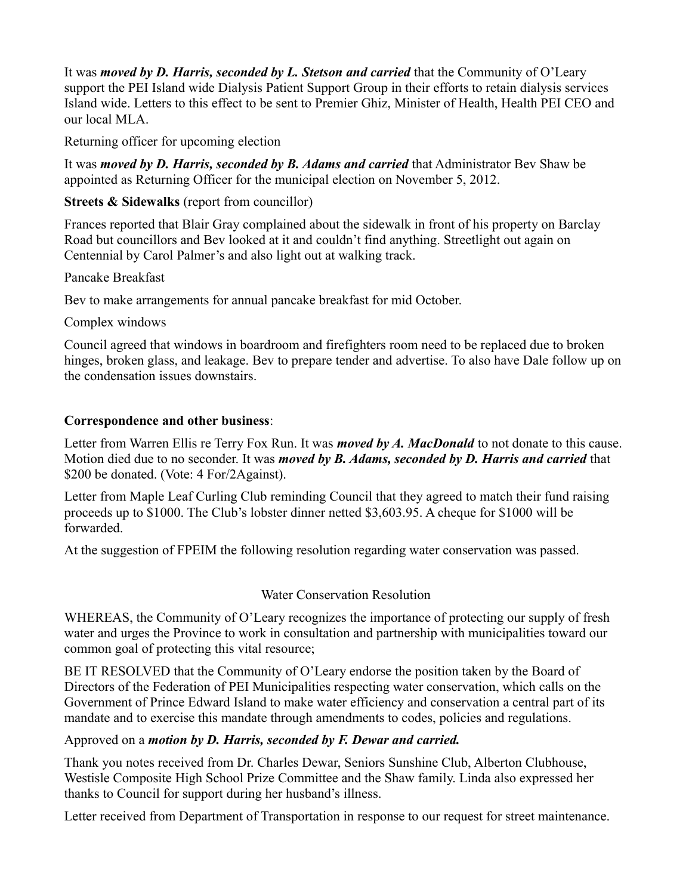It was ***moved by D. Harris, seconded by L. Stetson and carried*** that the Community of O'Leary support the PEI Island wide Dialysis Patient Support Group in their efforts to retain dialysis services Island wide. Letters to this effect to be sent to Premier Ghiz, Minister of Health, Health PEI CEO and our local MLA.

Returning officer for upcoming election

It was ***moved by D. Harris, seconded by B. Adams and carried*** that Administrator Bev Shaw be appointed as Returning Officer for the municipal election on November 5, 2012.

**Streets & Sidewalks** (report from councillor)

Frances reported that Blair Gray complained about the sidewalk in front of his property on Barclay Road but councillors and Bev looked at it and couldn't find anything. Streetlight out again on Centennial by Carol Palmer's and also light out at walking track.

Pancake Breakfast

Bev to make arrangements for annual pancake breakfast for mid October.

Complex windows

Council agreed that windows in boardroom and firefighters room need to be replaced due to broken hinges, broken glass, and leakage. Bev to prepare tender and advertise. To also have Dale follow up on the condensation issues downstairs.

**Correspondence and other business**:

Letter from Warren Ellis re Terry Fox Run. It was ***moved by A. MacDonald*** to not donate to this cause. Motion died due to no seconder. It was ***moved by B. Adams, seconded by D. Harris and carried*** that $200 be donated. (Vote: 4 For/2Against).

Letter from Maple Leaf Curling Club reminding Council that they agreed to match their fund raising proceeds up to $1000. The Club's lobster dinner netted $3,603.95. A cheque for $1000 will be forwarded.

At the suggestion of FPEIM the following resolution regarding water conservation was passed.

Water Conservation Resolution

WHEREAS, the Community of O'Leary recognizes the importance of protecting our supply of fresh water and urges the Province to work in consultation and partnership with municipalities toward our common goal of protecting this vital resource;

BE IT RESOLVED that the Community of O'Leary endorse the position taken by the Board of Directors of the Federation of PEI Municipalities respecting water conservation, which calls on the Government of Prince Edward Island to make water efficiency and conservation a central part of its mandate and to exercise this mandate through amendments to codes, policies and regulations.

Approved on a ***motion by D. Harris, seconded by F. Dewar and carried.***

Thank you notes received from Dr. Charles Dewar, Seniors Sunshine Club, Alberton Clubhouse, Westisle Composite High School Prize Committee and the Shaw family. Linda also expressed her thanks to Council for support during her husband's illness.

Letter received from Department of Transportation in response to our request for street maintenance.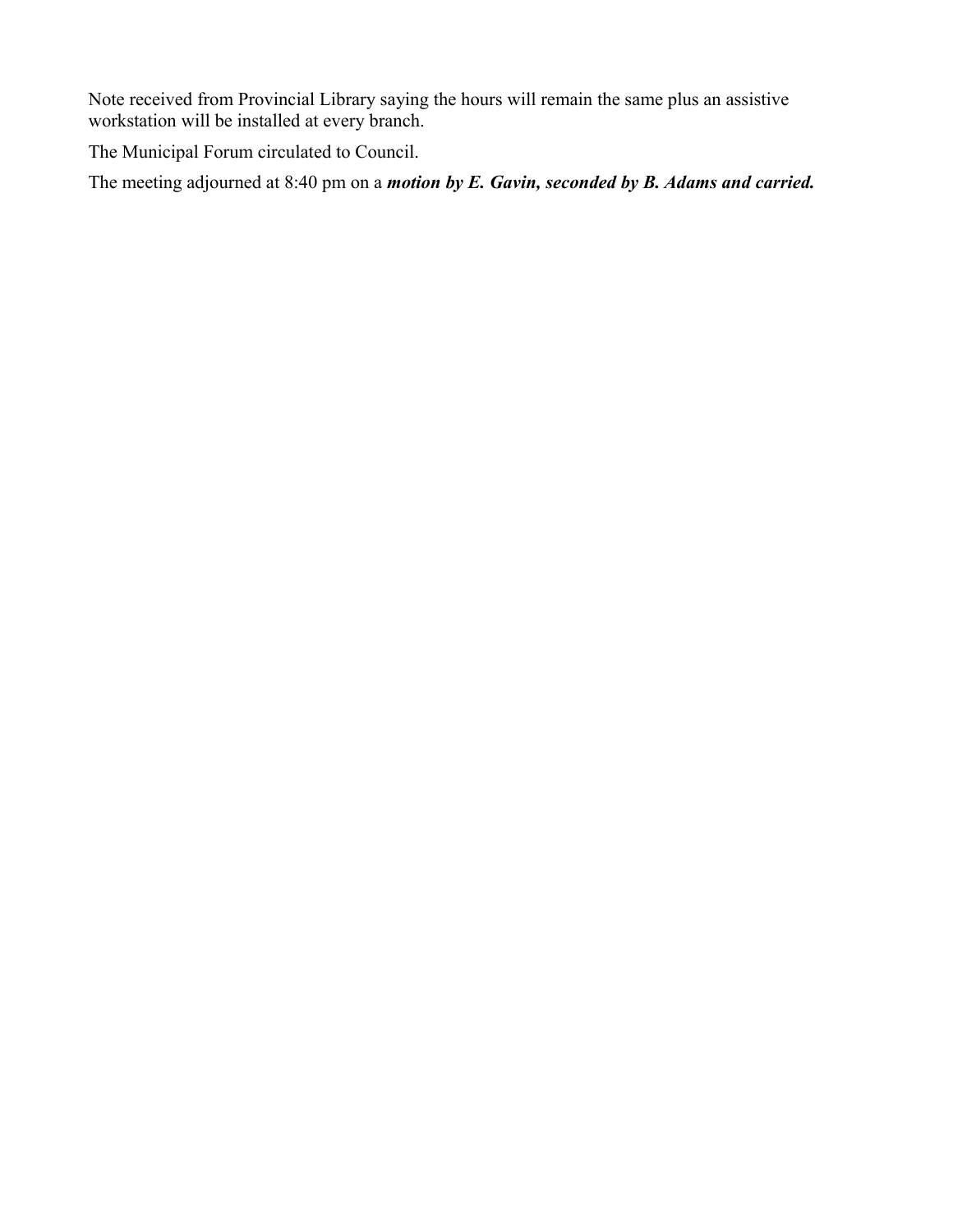Note received from Provincial Library saying the hours will remain the same plus an assistive workstation will be installed at every branch.

The Municipal Forum circulated to Council.

The meeting adjourned at 8:40 pm on a ***motion by E. Gavin, seconded by B. Adams and carried.***